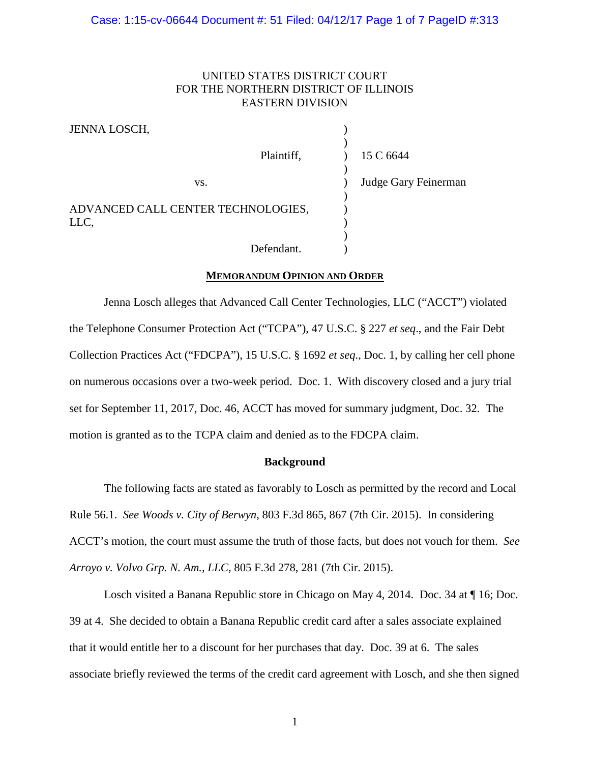UNITED STATES DISTRICT COURT
FOR THE NORTHERN DISTRICT OF ILLINOIS
EASTERN DIVISION

| | | |
|---|---|---|
| JENNA LOSCH, | ) | |
| Plaintiff, | ) | 15 C 6644 |
| vs. | ) | Judge Gary Feinerman |
| ADVANCED CALL CENTER TECHNOLOGIES, LLC, | ) | |
| Defendant. | ) | |

**MEMORANDUM OPINION AND ORDER**

Jenna Losch alleges that Advanced Call Center Technologies, LLC ("ACCT") violated the Telephone Consumer Protection Act ("TCPA"), 47 U.S.C. § 227 *et seq*., and the Fair Debt Collection Practices Act ("FDCPA"), 15 U.S.C. § 1692 *et seq*., Doc. 1, by calling her cell phone on numerous occasions over a two-week period. Doc. 1. With discovery closed and a jury trial set for September 11, 2017, Doc. 46, ACCT has moved for summary judgment, Doc. 32. The motion is granted as to the TCPA claim and denied as to the FDCPA claim.

**Background**

The following facts are stated as favorably to Losch as permitted by the record and Local Rule 56.1. *See Woods v. City of Berwyn*, 803 F.3d 865, 867 (7th Cir. 2015). In considering ACCT's motion, the court must assume the truth of those facts, but does not vouch for them. *See Arroyo v. Volvo Grp. N. Am., LLC*, 805 F.3d 278, 281 (7th Cir. 2015).

Losch visited a Banana Republic store in Chicago on May 4, 2014. Doc. 34 at ¶ 16; Doc. 39 at 4. She decided to obtain a Banana Republic credit card after a sales associate explained that it would entitle her to a discount for her purchases that day. Doc. 39 at 6. The sales associate briefly reviewed the terms of the credit card agreement with Losch, and she then signed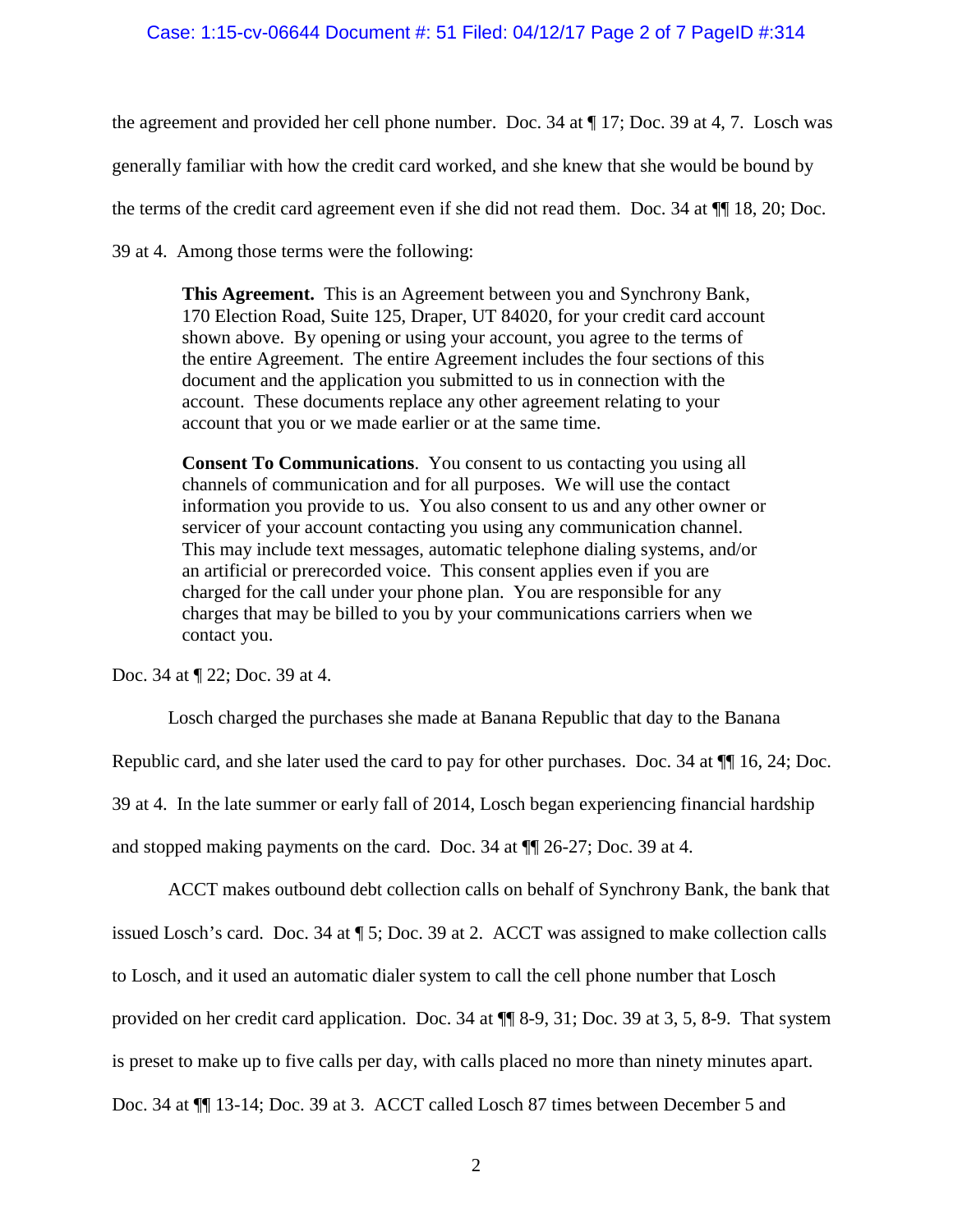the agreement and provided her cell phone number. Doc. 34 at ¶ 17; Doc. 39 at 4, 7. Losch was generally familiar with how the credit card worked, and she knew that she would be bound by the terms of the credit card agreement even if she did not read them. Doc. 34 at ¶¶ 18, 20; Doc. 39 at 4. Among those terms were the following:

> **This Agreement.** This is an Agreement between you and Synchrony Bank, 170 Election Road, Suite 125, Draper, UT 84020, for your credit card account shown above. By opening or using your account, you agree to the terms of the entire Agreement. The entire Agreement includes the four sections of this document and the application you submitted to us in connection with the account. These documents replace any other agreement relating to your account that you or we made earlier or at the same time.
>
> **Consent To Communications**. You consent to us contacting you using all channels of communication and for all purposes. We will use the contact information you provide to us. You also consent to us and any other owner or servicer of your account contacting you using any communication channel. This may include text messages, automatic telephone dialing systems, and/or an artificial or prerecorded voice. This consent applies even if you are charged for the call under your phone plan. You are responsible for any charges that may be billed to you by your communications carriers when we contact you.

Doc. 34 at ¶ 22; Doc. 39 at 4.

Losch charged the purchases she made at Banana Republic that day to the Banana Republic card, and she later used the card to pay for other purchases. Doc. 34 at ¶¶ 16, 24; Doc. 39 at 4. In the late summer or early fall of 2014, Losch began experiencing financial hardship and stopped making payments on the card. Doc. 34 at ¶¶ 26-27; Doc. 39 at 4.

ACCT makes outbound debt collection calls on behalf of Synchrony Bank, the bank that issued Losch's card. Doc. 34 at ¶ 5; Doc. 39 at 2. ACCT was assigned to make collection calls to Losch, and it used an automatic dialer system to call the cell phone number that Losch provided on her credit card application. Doc. 34 at ¶¶ 8-9, 31; Doc. 39 at 3, 5, 8-9. That system is preset to make up to five calls per day, with calls placed no more than ninety minutes apart. Doc. 34 at ¶¶ 13-14; Doc. 39 at 3. ACCT called Losch 87 times between December 5 and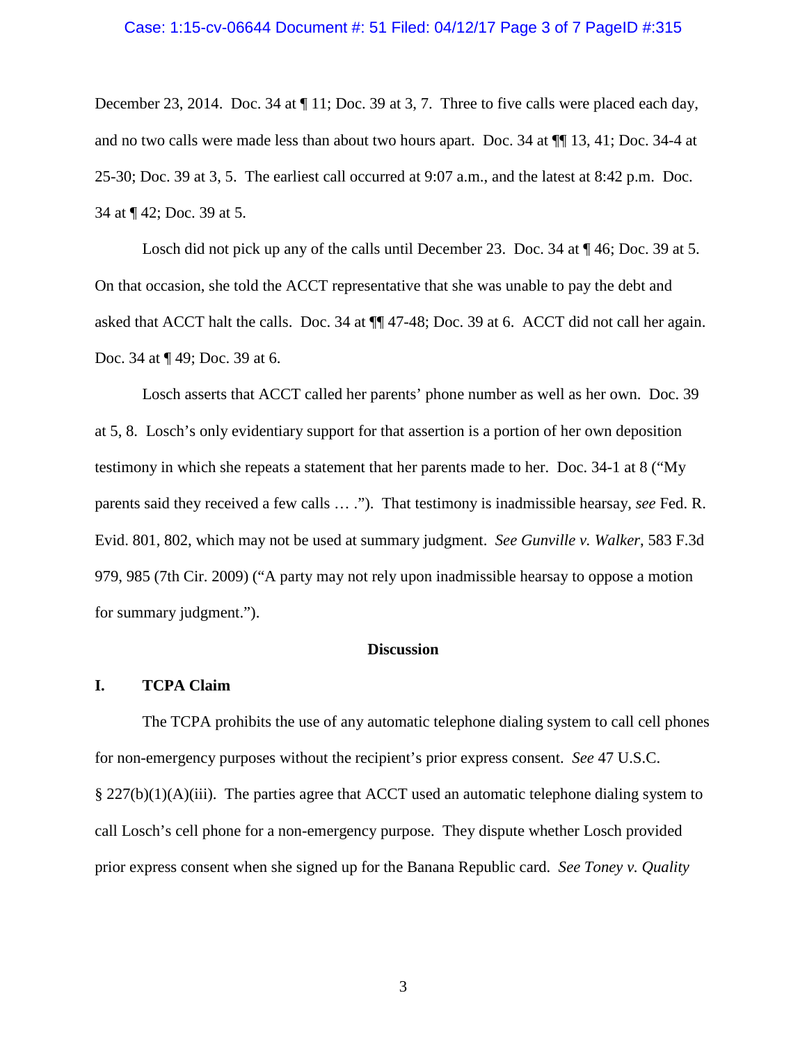December 23, 2014. Doc. 34 at ¶ 11; Doc. 39 at 3, 7. Three to five calls were placed each day, and no two calls were made less than about two hours apart. Doc. 34 at ¶¶ 13, 41; Doc. 34-4 at 25-30; Doc. 39 at 3, 5. The earliest call occurred at 9:07 a.m., and the latest at 8:42 p.m. Doc. 34 at ¶ 42; Doc. 39 at 5.

Losch did not pick up any of the calls until December 23. Doc. 34 at ¶ 46; Doc. 39 at 5. On that occasion, she told the ACCT representative that she was unable to pay the debt and asked that ACCT halt the calls. Doc. 34 at ¶¶ 47-48; Doc. 39 at 6. ACCT did not call her again. Doc. 34 at ¶ 49; Doc. 39 at 6.

Losch asserts that ACCT called her parents' phone number as well as her own. Doc. 39 at 5, 8. Losch's only evidentiary support for that assertion is a portion of her own deposition testimony in which she repeats a statement that her parents made to her. Doc. 34-1 at 8 ("My parents said they received a few calls … ."). That testimony is inadmissible hearsay, *see* Fed. R. Evid. 801, 802, which may not be used at summary judgment. *See Gunville v. Walker*, 583 F.3d 979, 985 (7th Cir. 2009) ("A party may not rely upon inadmissible hearsay to oppose a motion for summary judgment.").

## Discussion

### I. TCPA Claim

The TCPA prohibits the use of any automatic telephone dialing system to call cell phones for non-emergency purposes without the recipient's prior express consent. *See* 47 U.S.C. § 227(b)(1)(A)(iii). The parties agree that ACCT used an automatic telephone dialing system to call Losch's cell phone for a non-emergency purpose. They dispute whether Losch provided prior express consent when she signed up for the Banana Republic card. *See Toney v. Quality*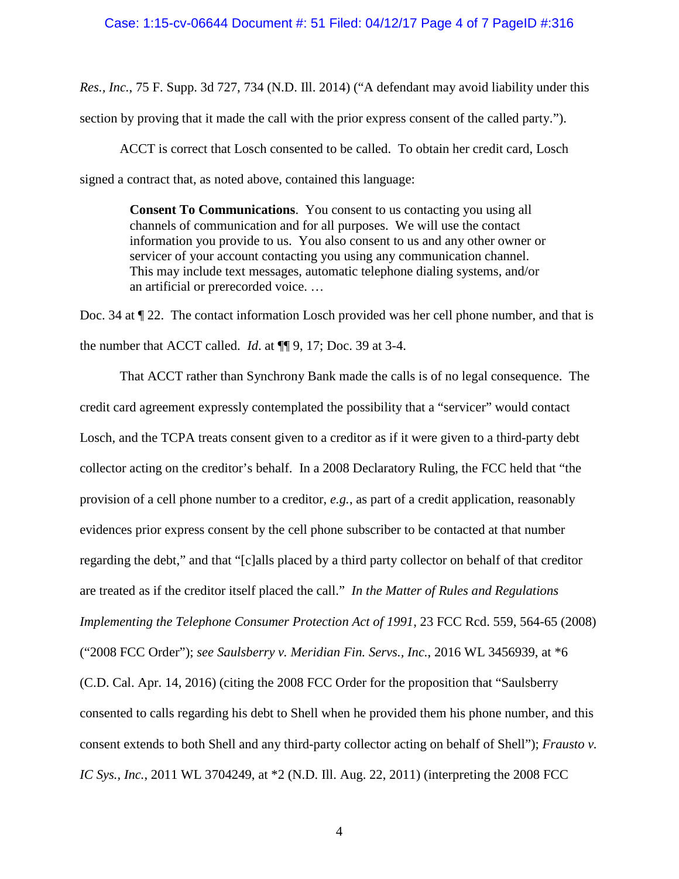*Res., Inc.*, 75 F. Supp. 3d 727, 734 (N.D. Ill. 2014) ("A defendant may avoid liability under this section by proving that it made the call with the prior express consent of the called party.").

ACCT is correct that Losch consented to be called. To obtain her credit card, Losch signed a contract that, as noted above, contained this language:

> **Consent To Communications**. You consent to us contacting you using all channels of communication and for all purposes. We will use the contact information you provide to us. You also consent to us and any other owner or servicer of your account contacting you using any communication channel. This may include text messages, automatic telephone dialing systems, and/or an artificial or prerecorded voice. …

Doc. 34 at ¶ 22. The contact information Losch provided was her cell phone number, and that is the number that ACCT called. *Id.* at ¶¶ 9, 17; Doc. 39 at 3-4.

That ACCT rather than Synchrony Bank made the calls is of no legal consequence. The credit card agreement expressly contemplated the possibility that a "servicer" would contact Losch, and the TCPA treats consent given to a creditor as if it were given to a third-party debt collector acting on the creditor's behalf. In a 2008 Declaratory Ruling, the FCC held that "the provision of a cell phone number to a creditor, *e.g.*, as part of a credit application, reasonably evidences prior express consent by the cell phone subscriber to be contacted at that number regarding the debt," and that "[c]alls placed by a third party collector on behalf of that creditor are treated as if the creditor itself placed the call." *In the Matter of Rules and Regulations Implementing the Telephone Consumer Protection Act of 1991*, 23 FCC Rcd. 559, 564-65 (2008) ("2008 FCC Order"); *see Saulsberry v. Meridian Fin. Servs., Inc.*, 2016 WL 3456939, at *6 (C.D. Cal. Apr. 14, 2016) (citing the 2008 FCC Order for the proposition that "Saulsberry consented to calls regarding his debt to Shell when he provided them his phone number, and this consent extends to both Shell and any third-party collector acting on behalf of Shell"); *Frausto v. IC Sys., Inc.*, 2011 WL 3704249, at *2 (N.D. Ill. Aug. 22, 2011) (interpreting the 2008 FCC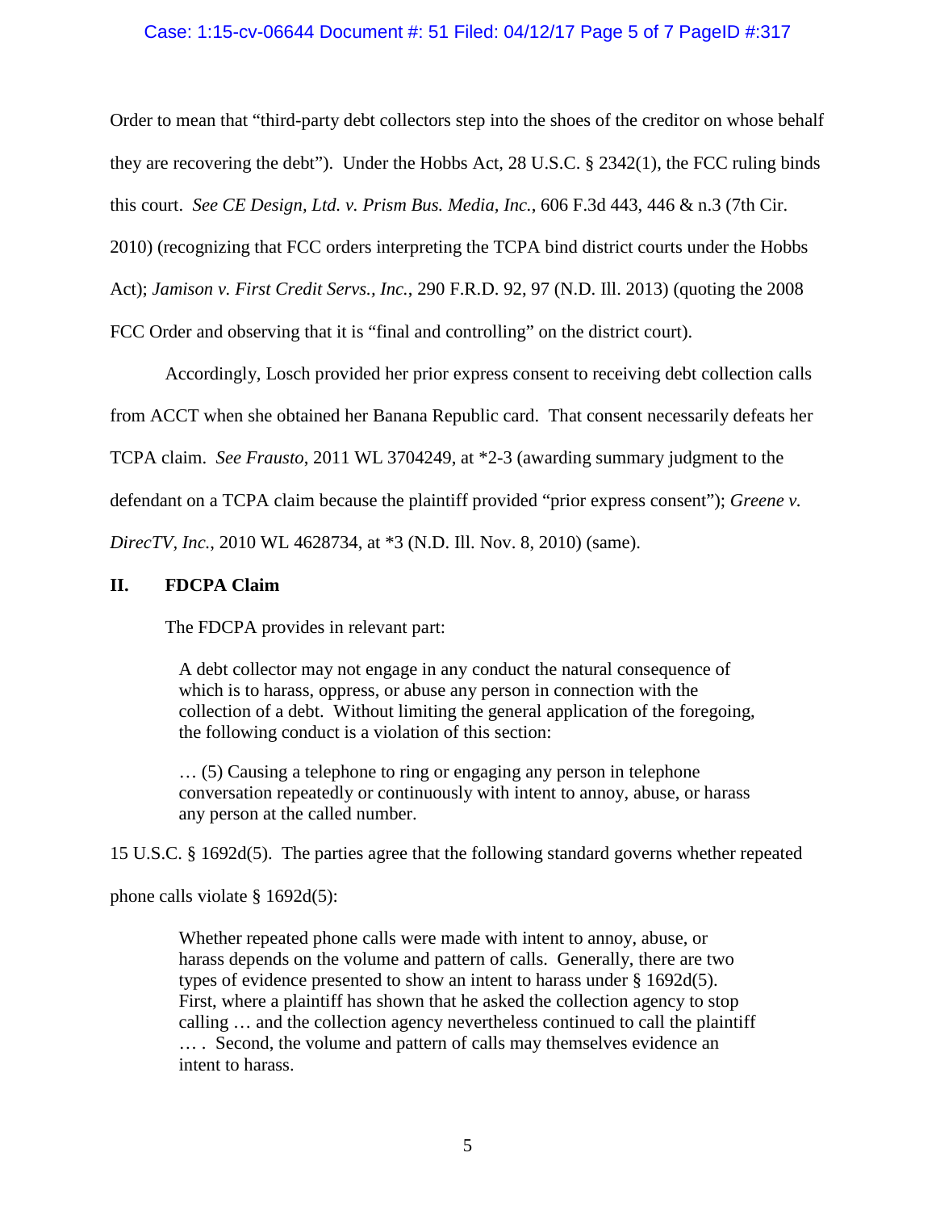Order to mean that "third-party debt collectors step into the shoes of the creditor on whose behalf they are recovering the debt"). Under the Hobbs Act, 28 U.S.C. § 2342(1), the FCC ruling binds this court. *See CE Design, Ltd. v. Prism Bus. Media, Inc.*, 606 F.3d 443, 446 & n.3 (7th Cir. 2010) (recognizing that FCC orders interpreting the TCPA bind district courts under the Hobbs Act); *Jamison v. First Credit Servs., Inc.*, 290 F.R.D. 92, 97 (N.D. Ill. 2013) (quoting the 2008 FCC Order and observing that it is "final and controlling" on the district court).

Accordingly, Losch provided her prior express consent to receiving debt collection calls from ACCT when she obtained her Banana Republic card. That consent necessarily defeats her TCPA claim. *See Frausto*, 2011 WL 3704249, at *2-3 (awarding summary judgment to the defendant on a TCPA claim because the plaintiff provided "prior express consent"); *Greene v. DirecTV, Inc.*, 2010 WL 4628734, at *3 (N.D. Ill. Nov. 8, 2010) (same).

## II. FDCPA Claim

The FDCPA provides in relevant part:

> A debt collector may not engage in any conduct the natural consequence of which is to harass, oppress, or abuse any person in connection with the collection of a debt. Without limiting the general application of the foregoing, the following conduct is a violation of this section:
>
> … (5) Causing a telephone to ring or engaging any person in telephone conversation repeatedly or continuously with intent to annoy, abuse, or harass any person at the called number.

15 U.S.C. § 1692d(5). The parties agree that the following standard governs whether repeated phone calls violate § 1692d(5):

> Whether repeated phone calls were made with intent to annoy, abuse, or harass depends on the volume and pattern of calls. Generally, there are two types of evidence presented to show an intent to harass under § 1692d(5). First, where a plaintiff has shown that he asked the collection agency to stop calling … and the collection agency nevertheless continued to call the plaintiff … . Second, the volume and pattern of calls may themselves evidence an intent to harass.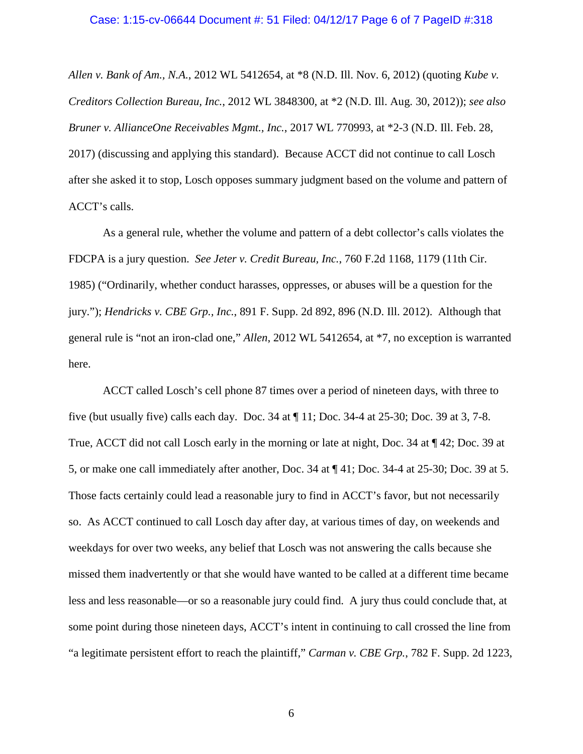*Allen v. Bank of Am., N.A.*, 2012 WL 5412654, at *8 (N.D. Ill. Nov. 6, 2012) (quoting *Kube v. Creditors Collection Bureau, Inc.*, 2012 WL 3848300, at *2 (N.D. Ill. Aug. 30, 2012)); *see also Bruner v. AllianceOne Receivables Mgmt., Inc.*, 2017 WL 770993, at *2-3 (N.D. Ill. Feb. 28, 2017) (discussing and applying this standard). Because ACCT did not continue to call Losch after she asked it to stop, Losch opposes summary judgment based on the volume and pattern of ACCT's calls.

As a general rule, whether the volume and pattern of a debt collector's calls violates the FDCPA is a jury question. *See Jeter v. Credit Bureau, Inc.*, 760 F.2d 1168, 1179 (11th Cir. 1985) ("Ordinarily, whether conduct harasses, oppresses, or abuses will be a question for the jury."); *Hendricks v. CBE Grp., Inc.*, 891 F. Supp. 2d 892, 896 (N.D. Ill. 2012). Although that general rule is "not an iron-clad one," *Allen*, 2012 WL 5412654, at *7, no exception is warranted here.

ACCT called Losch's cell phone 87 times over a period of nineteen days, with three to five (but usually five) calls each day. Doc. 34 at ¶ 11; Doc. 34-4 at 25-30; Doc. 39 at 3, 7-8. True, ACCT did not call Losch early in the morning or late at night, Doc. 34 at ¶ 42; Doc. 39 at 5, or make one call immediately after another, Doc. 34 at ¶ 41; Doc. 34-4 at 25-30; Doc. 39 at 5. Those facts certainly could lead a reasonable jury to find in ACCT's favor, but not necessarily so. As ACCT continued to call Losch day after day, at various times of day, on weekends and weekdays for over two weeks, any belief that Losch was not answering the calls because she missed them inadvertently or that she would have wanted to be called at a different time became less and less reasonable—or so a reasonable jury could find. A jury thus could conclude that, at some point during those nineteen days, ACCT's intent in continuing to call crossed the line from "a legitimate persistent effort to reach the plaintiff," *Carman v. CBE Grp.*, 782 F. Supp. 2d 1223,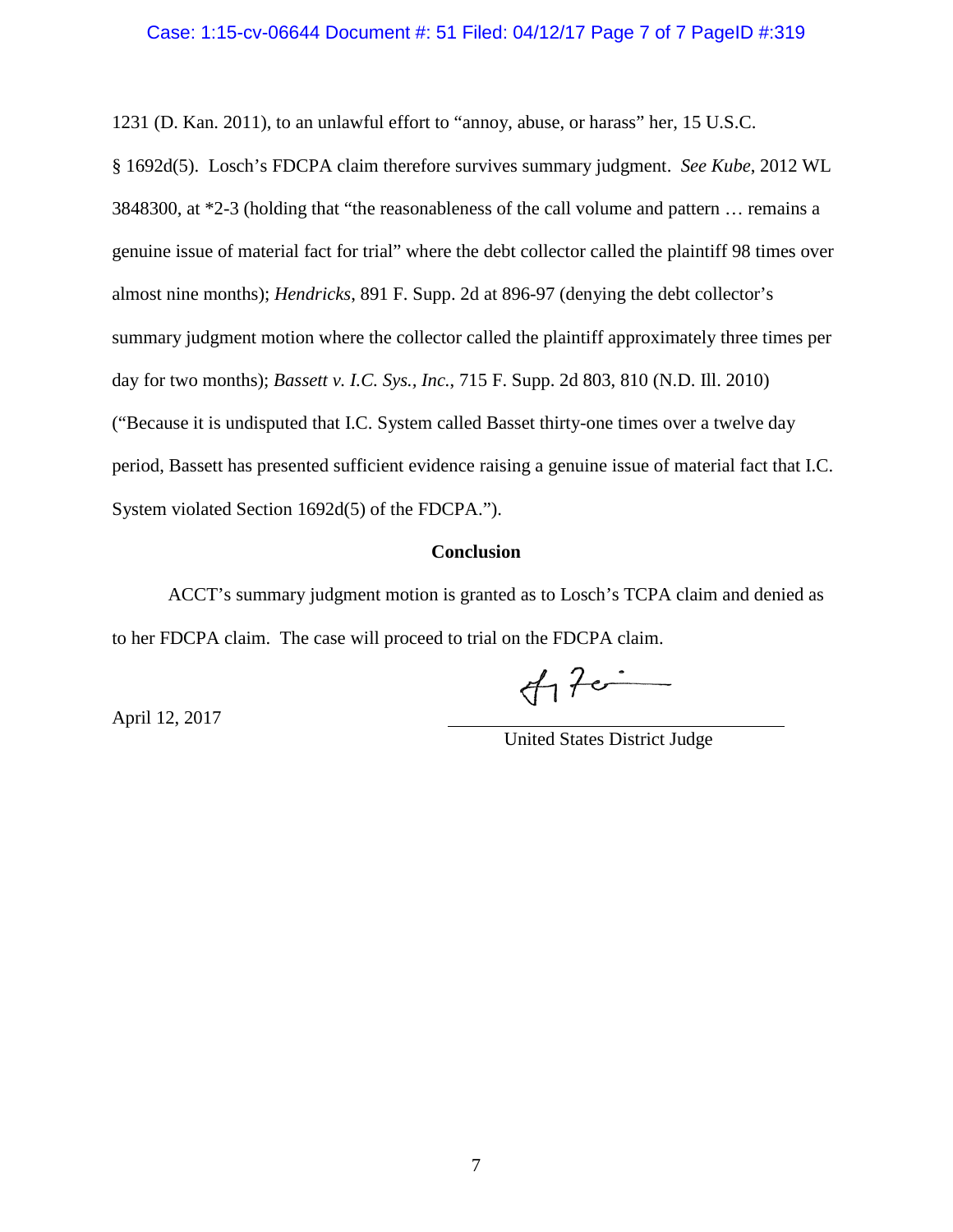1231 (D. Kan. 2011), to an unlawful effort to "annoy, abuse, or harass" her, 15 U.S.C. § 1692d(5). Losch's FDCPA claim therefore survives summary judgment. *See Kube*, 2012 WL 3848300, at *2-3 (holding that "the reasonableness of the call volume and pattern … remains a genuine issue of material fact for trial" where the debt collector called the plaintiff 98 times over almost nine months); *Hendricks*, 891 F. Supp. 2d at 896-97 (denying the debt collector's summary judgment motion where the collector called the plaintiff approximately three times per day for two months); *Bassett v. I.C. Sys., Inc.*, 715 F. Supp. 2d 803, 810 (N.D. Ill. 2010) ("Because it is undisputed that I.C. System called Basset thirty-one times over a twelve day period, Bassett has presented sufficient evidence raising a genuine issue of material fact that I.C. System violated Section 1692d(5) of the FDCPA.").

**Conclusion**

ACCT's summary judgment motion is granted as to Losch's TCPA claim and denied as to her FDCPA claim. The case will proceed to trial on the FDCPA claim.

April 12, 2017

United States District Judge